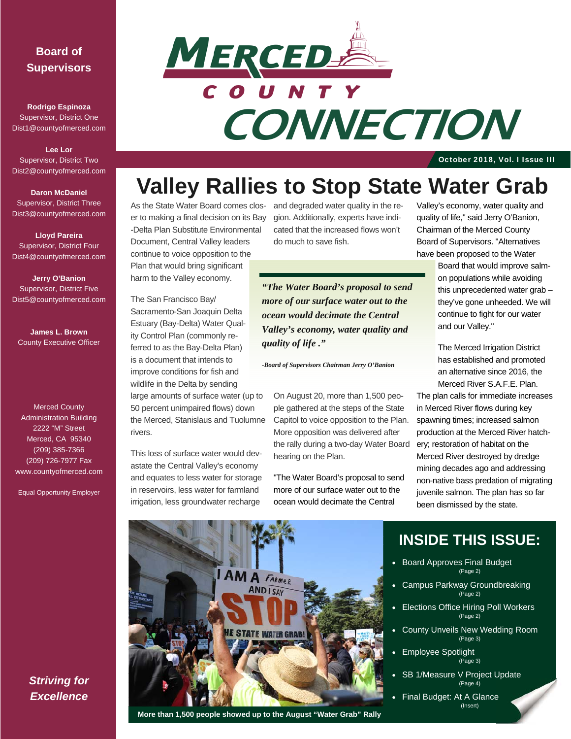# MERCED COUNTY CONNECTION

October 2018, Vol. I Issue III

## Board of Supervisors

**Rodrigo Espinoza**
Supervisor, District One
Dist1@countyofmerced.com

**Lee Lor**
Supervisor, District Two
Dist2@countyofmerced.com

**Daron McDaniel**
Supervisor, District Three
Dist3@countyofmerced.com

**Lloyd Pareira**
Supervisor, District Four
Dist4@countyofmerced.com

**Jerry O'Banion**
Supervisor, District Five
Dist5@countyofmerced.com

**James L. Brown**
County Executive Officer

Merced County
Administration Building
2222 "M" Street
Merced, CA 95340
(209) 385-7366
(209) 726-7977 Fax
www.countyofmerced.com

Equal Opportunity Employer

***Striving for Excellence***

# Valley Rallies to Stop State Water Grab

As the State Water Board comes closer to making a final decision on its Bay-Delta Plan Substitute Environmental Document, Central Valley leaders continue to voice opposition to the Plan that would bring significant harm to the Valley economy.

The San Francisco Bay/Sacramento-San Joaquin Delta Estuary (Bay-Delta) Water Quality Control Plan (commonly referred to as the Bay-Delta Plan) is a document that intends to improve conditions for fish and wildlife in the Delta by sending large amounts of surface water (up to 50 percent unimpaired flows) down the Merced, Stanislaus and Tuolumne rivers.

This loss of surface water would devastate the Central Valley's economy and equates to less water for storage in reservoirs, less water for farmland irrigation, less groundwater recharge and degraded water quality in the region. Additionally, experts have indicated that the increased flows won't do much to save fish.

> ***"The Water Board's proposal to send more of our surface water out to the ocean would decimate the Central Valley's economy, water quality and quality of life."***
>
> *-Board of Supervisors Chairman Jerry O'Banion*

On August 20, more than 1,500 people gathered at the steps of the State Capitol to voice opposition to the Plan. More opposition was delivered after the rally during a two-day Water Board hearing on the Plan.

"The Water Board's proposal to send more of our surface water out to the ocean would decimate the Central Valley's economy, water quality and quality of life," said Jerry O'Banion, Chairman of the Merced County Board of Supervisors. "Alternatives have been proposed to the Water Board that would improve salmon populations while avoiding this unprecedented water grab – they've gone unheeded. We will continue to fight for our water and our Valley."

The Merced Irrigation District has established and promoted an alternative since 2016, the Merced River S.A.F.E. Plan. The plan calls for immediate increases in Merced River flows during key spawning times; increased salmon production at the Merced River hatchery; restoration of habitat on the Merced River destroyed by dredge mining decades ago and addressing non-native bass predation of migrating juvenile salmon. The plan has so far been dismissed by the state.

More than 1,500 people showed up to the August "Water Grab" Rally

## INSIDE THIS ISSUE:

- Board Approves Final Budget (Page 2)
- Campus Parkway Groundbreaking (Page 2)
- Elections Office Hiring Poll Workers (Page 2)
- County Unveils New Wedding Room (Page 3)
- Employee Spotlight (Page 3)
- SB 1/Measure V Project Update (Page 4)
- Final Budget: At A Glance (Insert)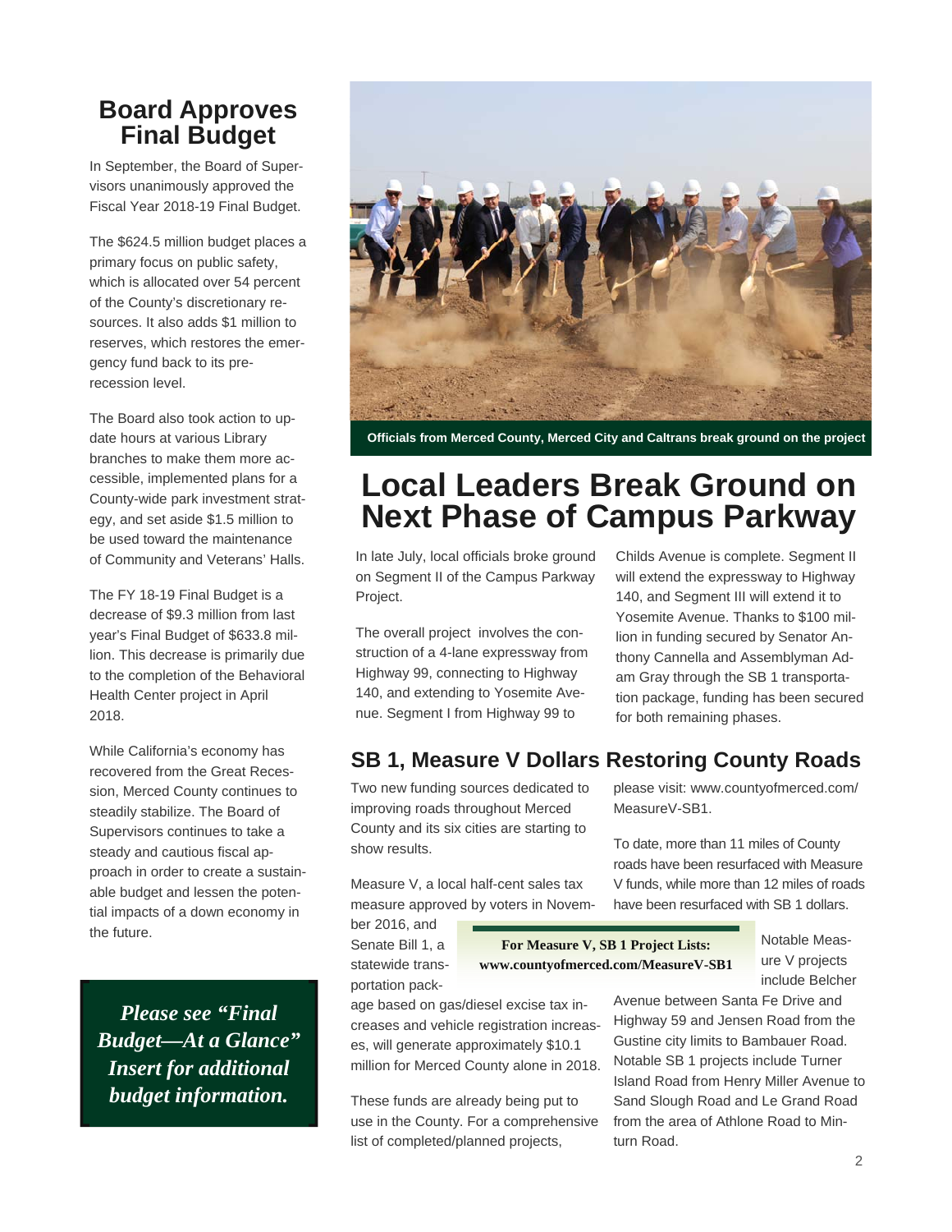## Board Approves Final Budget

In September, the Board of Supervisors unanimously approved the Fiscal Year 2018-19 Final Budget.

The $624.5 million budget places a primary focus on public safety, which is allocated over 54 percent of the County's discretionary resources. It also adds $1 million to reserves, which restores the emergency fund back to its pre-recession level.

The Board also took action to update hours at various Library branches to make them more accessible, implemented plans for a County-wide park investment strategy, and set aside $1.5 million to be used toward the maintenance of Community and Veterans' Halls.

The FY 18-19 Final Budget is a decrease of $9.3 million from last year's Final Budget of $633.8 million. This decrease is primarily due to the completion of the Behavioral Health Center project in April 2018.

While California's economy has recovered from the Great Recession, Merced County continues to steadily stabilize. The Board of Supervisors continues to take a steady and cautious fiscal approach in order to create a sustainable budget and lessen the potential impacts of a down economy in the future.

***Please see "Final Budget—At a Glance" Insert for additional budget information.***

**Officials from Merced County, Merced City and Caltrans break ground on the project**

# Local Leaders Break Ground on Next Phase of Campus Parkway

In late July, local officials broke ground on Segment II of the Campus Parkway Project.

The overall project involves the construction of a 4-lane expressway from Highway 99, connecting to Highway 140, and extending to Yosemite Avenue. Segment I from Highway 99 to Childs Avenue is complete. Segment II will extend the expressway to Highway 140, and Segment III will extend it to Yosemite Avenue. Thanks to $100 million in funding secured by Senator Anthony Cannella and Assemblyman Adam Gray through the SB 1 transportation package, funding has been secured for both remaining phases.

## SB 1, Measure V Dollars Restoring County Roads

Two new funding sources dedicated to improving roads throughout Merced County and its six cities are starting to show results.

Measure V, a local half-cent sales tax measure approved by voters in November 2016, and Senate Bill 1, a statewide transportation package based on gas/diesel excise tax increases and vehicle registration increases, will generate approximately $10.1 million for Merced County alone in 2018.

These funds are already being put to use in the County. For a comprehensive list of completed/planned projects, please visit: www.countyofmerced.com/MeasureV-SB1.

To date, more than 11 miles of County roads have been resurfaced with Measure V funds, while more than 12 miles of roads have been resurfaced with SB 1 dollars.

**For Measure V, SB 1 Project Lists: www.countyofmerced.com/MeasureV-SB1**

Notable Measure V projects include Belcher Avenue between Santa Fe Drive and Highway 59 and Jensen Road from the Gustine city limits to Bambauer Road. Notable SB 1 projects include Turner Island Road from Henry Miller Avenue to Sand Slough Road and Le Grand Road from the area of Athlone Road to Minturn Road.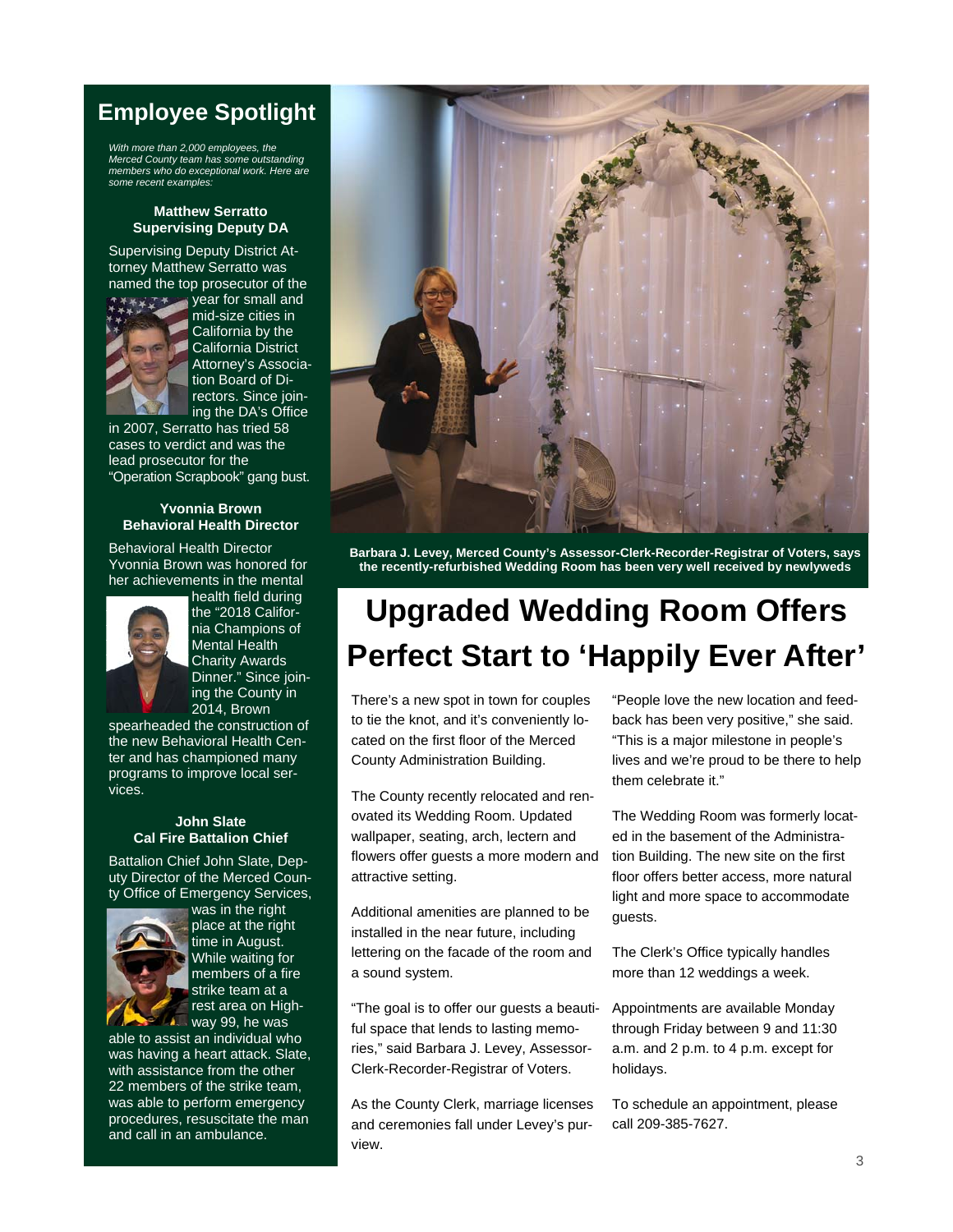## Employee Spotlight

*With more than 2,000 employees, the Merced County team has some outstanding members who do exceptional work. Here are some recent examples:*

**Matthew Serratto**
**Supervising Deputy DA**

Supervising Deputy District Attorney Matthew Serratto was named the top prosecutor of the year for small and mid-size cities in California by the California District Attorney's Association Board of Directors. Since joining the DA's Office in 2007, Serratto has tried 58 cases to verdict and was the lead prosecutor for the "Operation Scrapbook" gang bust.

**Yvonnia Brown**
**Behavioral Health Director**

Behavioral Health Director Yvonnia Brown was honored for her achievements in the mental health field during the "2018 California Champions of Mental Health Charity Awards Dinner." Since joining the County in 2014, Brown spearheaded the construction of the new Behavioral Health Center and has championed many programs to improve local services.

**John Slate**
**Cal Fire Battalion Chief**

Battalion Chief John Slate, Deputy Director of the Merced County Office of Emergency Services, was in the right place at the right time in August. While waiting for members of a fire strike team at a rest area on Highway 99, he was able to assist an individual who was having a heart attack. Slate, with assistance from the other 22 members of the strike team, was able to perform emergency procedures, resuscitate the man and call in an ambulance.

**Barbara J. Levey, Merced County's Assessor-Clerk-Recorder-Registrar of Voters, says the recently-refurbished Wedding Room has been very well received by newlyweds**

# Upgraded Wedding Room Offers Perfect Start to 'Happily Ever After'

There's a new spot in town for couples to tie the knot, and it's conveniently located on the first floor of the Merced County Administration Building.

The County recently relocated and renovated its Wedding Room. Updated wallpaper, seating, arch, lectern and flowers offer guests a more modern and attractive setting.

Additional amenities are planned to be installed in the near future, including lettering on the facade of the room and a sound system.

"The goal is to offer our guests a beautiful space that lends to lasting memories," said Barbara J. Levey, Assessor-Clerk-Recorder-Registrar of Voters.

As the County Clerk, marriage licenses and ceremonies fall under Levey's purview.

"People love the new location and feedback has been very positive," she said. "This is a major milestone in people's lives and we're proud to be there to help them celebrate it."

The Wedding Room was formerly located in the basement of the Administration Building. The new site on the first floor offers better access, more natural light and more space to accommodate guests.

The Clerk's Office typically handles more than 12 weddings a week.

Appointments are available Monday through Friday between 9 and 11:30 a.m. and 2 p.m. to 4 p.m. except for holidays.

To schedule an appointment, please call 209-385-7627.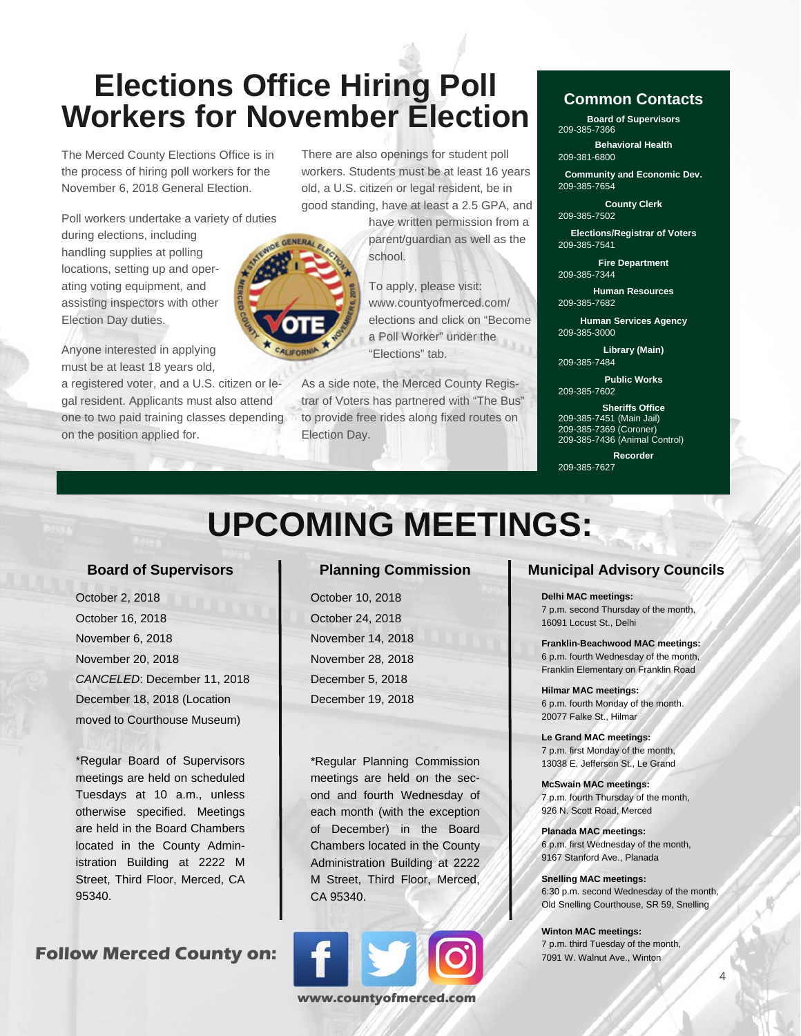# Elections Office Hiring Poll Workers for November Election

The Merced County Elections Office is in the process of hiring poll workers for the November 6, 2018 General Election.

Poll workers undertake a variety of duties during elections, including handling supplies at polling locations, setting up and operating voting equipment, and assisting inspectors with other Election Day duties.

Anyone interested in applying must be at least 18 years old, a registered voter, and a U.S. citizen or legal resident. Applicants must also attend one to two paid training classes depending on the position applied for.

There are also openings for student poll workers. Students must be at least 16 years old, a U.S. citizen or legal resident, be in good standing, have at least a 2.5 GPA, and have written permission from a parent/guardian as well as the school.

To apply, please visit: www.countyofmerced.com/elections and click on "Become a Poll Worker" under the "Elections" tab.

As a side note, the Merced County Registrar of Voters has partnered with "The Bus" to provide free rides along fixed routes on Election Day.

## Common Contacts

**Board of Supervisors**
209-385-7366

**Behavioral Health**
209-381-6800

**Community and Economic Dev.**
209-385-7654

**County Clerk**
209-385-7502

**Elections/Registrar of Voters**
209-385-7541

**Fire Department**
209-385-7344

**Human Resources**
209-385-7682

**Human Services Agency**
209-385-3000

**Library (Main)**
209-385-7484

**Public Works**
209-385-7602

**Sheriffs Office**
209-385-7451 (Main Jail)
209-385-7369 (Coroner)
209-385-7436 (Animal Control)

**Recorder**
209-385-7627

# UPCOMING MEETINGS:

### Board of Supervisors

October 2, 2018
October 16, 2018
November 6, 2018
November 20, 2018
*CANCELED*: December 11, 2018
December 18, 2018 (Location moved to Courthouse Museum)

*Regular Board of Supervisors meetings are held on scheduled Tuesdays at 10 a.m., unless otherwise specified. Meetings are held in the Board Chambers located in the County Administration Building at 2222 M Street, Third Floor, Merced, CA 95340.

### Planning Commission

October 10, 2018
October 24, 2018
November 14, 2018
November 28, 2018
December 5, 2018
December 19, 2018

*Regular Planning Commission meetings are held on the second and fourth Wednesday of each month (with the exception of December) in the Board Chambers located in the County Administration Building at 2222 M Street, Third Floor, Merced, CA 95340.

### Municipal Advisory Councils

**Delhi MAC meetings:**
7 p.m. second Thursday of the month, 16091 Locust St., Delhi

**Franklin-Beachwood MAC meetings:**
6 p.m. fourth Wednesday of the month, Franklin Elementary on Franklin Road

**Hilmar MAC meetings:**
6 p.m. fourth Monday of the month. 20077 Falke St., Hilmar

**Le Grand MAC meetings:**
7 p.m. first Monday of the month, 13038 E. Jefferson St., Le Grand

**McSwain MAC meetings:**
7 p.m. fourth Thursday of the month, 926 N. Scott Road, Merced

**Planada MAC meetings:**
6 p.m. first Wednesday of the month, 9167 Stanford Ave., Planada

**Snelling MAC meetings:**
6:30 p.m. second Wednesday of the month, Old Snelling Courthouse, SR 59, Snelling

**Winton MAC meetings:**
7 p.m. third Tuesday of the month, 7091 W. Walnut Ave., Winton

**Follow Merced County on:**

www.countyofmerced.com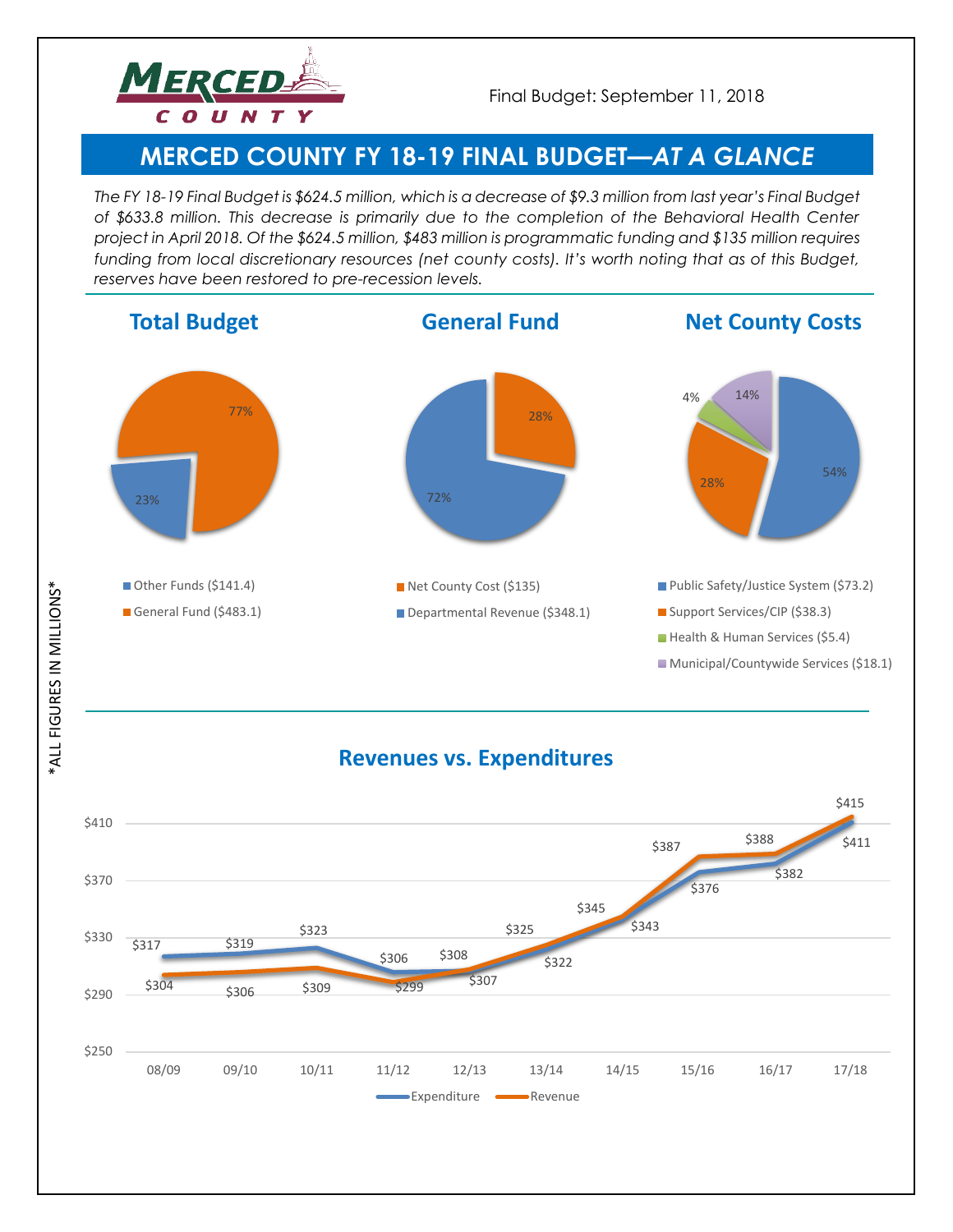Final Budget: September 11, 2018

# MERCED COUNTY FY 18-19 FINAL BUDGET—*AT A GLANCE*

*The FY 18-19 Final Budget is $624.5 million, which is a decrease of $9.3 million from last year's Final Budget of $633.8 million. This decrease is primarily due to the completion of the Behavioral Health Center project in April 2018. Of the $624.5 million, $483 million is programmatic funding and $135 million requires funding from local discretionary resources (net county costs). It's worth noting that as of this Budget, reserves have been restored to pre-recession levels.*

*ALL FIGURES IN MILLIONS*

## Total Budget

| Category | Amount | Share |
|---|---|---|
| Other Funds | $141.4 | 23% |
| General Fund | $483.1 | 77% |

## General Fund

| Category | Amount | Share |
|---|---|---|
| Net County Cost | $135 | 28% |
| Departmental Revenue | $348.1 | 72% |

## Net County Costs

| Category | Amount | Share |
|---|---|---|
| Public Safety/Justice System | $73.2 | 54% |
| Support Services/CIP | $38.3 | 28% |
| Health & Human Services | $5.4 | 4% |
| Municipal/Countywide Services | $18.1 | 14% |

## Revenues vs. Expenditures

| Year | Expenditure | Revenue |
|---|---|---|
| 08/09 | $317 | $304 |
| 09/10 | $319 | $306 |
| 10/11 | $323 | $309 |
| 11/12 | $306 | $299 |
| 12/13 | $307 | $308 |
| 13/14 | $322 | $325 |
| 14/15 | $343 | $345 |
| 15/16 | $376 | $387 |
| 16/17 | $382 | $388 |
| 17/18 | $411 | $415 |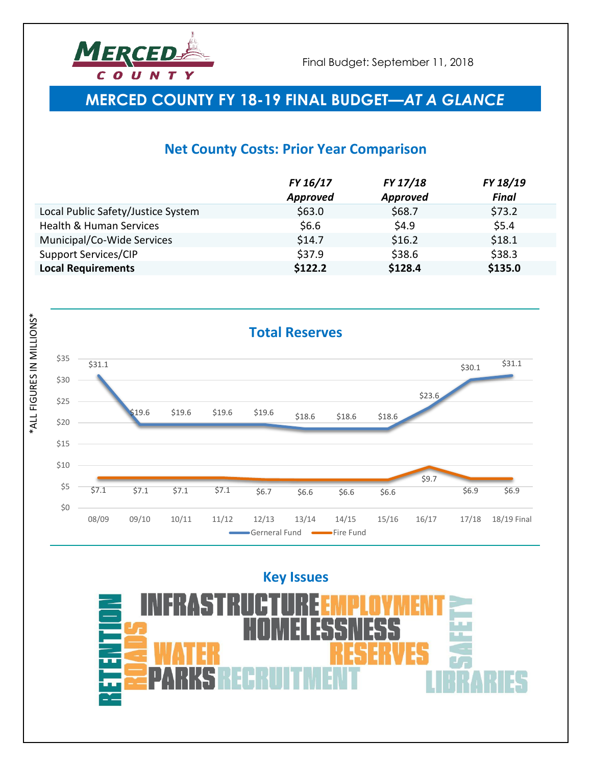Final Budget: September 11, 2018

# MERCED COUNTY FY 18-19 FINAL BUDGET—*AT A GLANCE*

## Net County Costs: Prior Year Comparison

| | *FY 16/17 Approved* | *FY 17/18 Approved* | *FY 18/19 Final* |
|---|---|---|---|
| Local Public Safety/Justice System | $63.0 | $68.7 | $73.2 |
| Health & Human Services | $6.6 | $4.9 | $5.4 |
| Municipal/Co-Wide Services | $14.7 | $16.2 | $18.1 |
| Support Services/CIP | $37.9 | $38.6 | $38.3 |
| **Local Requirements** | **$122.2** | **$128.4** | **$135.0** |

*ALL FIGURES IN MILLIONS*

## Total Reserves

$35
$30
$25
$20
$15
$10
$5
$0

Gerneral Fund: $31.1, $19.6, $19.6, $19.6, $19.6, $18.6, $18.6, $18.6, $23.6, $30.1, $31.1

Fire Fund: $7.1, $7.1, $7.1, $7.1, $6.7, $6.6, $6.6, $6.6, $9.7, $6.9, $6.9

08/09, 09/10, 10/11, 11/12, 12/13, 13/14, 14/15, 15/16, 16/17, 17/18, 18/19 Final

Gerneral Fund — Fire Fund

## Key Issues

RETENTION, ROADS, INFRASTRUCTURE, EMPLOYMENT, HOMELESSNESS, WATER, RESERVES, SAFETY, PARKS, RECRUITMENT, LIBRARIES